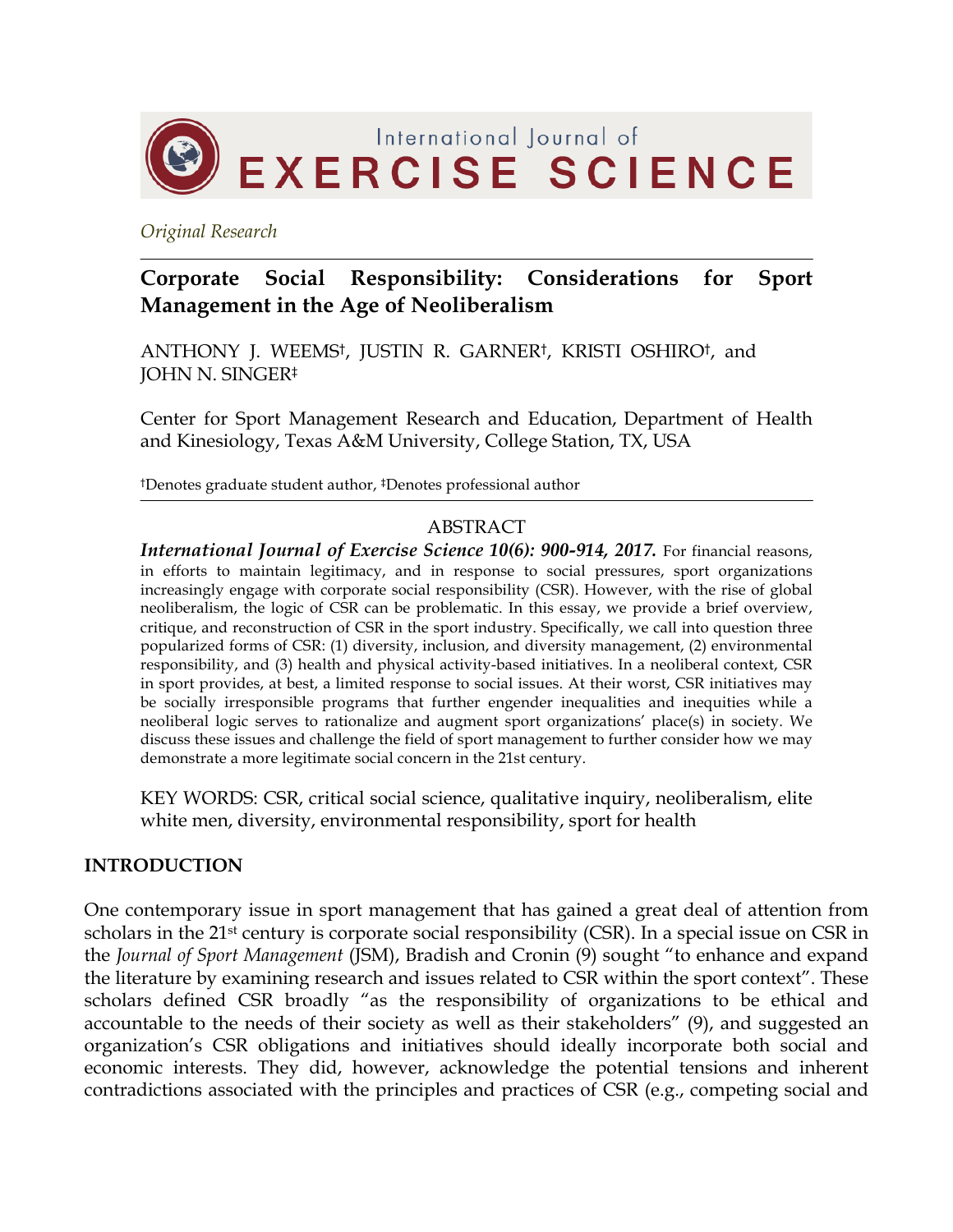International Journal of
EXERCISE SCIENCE

*Original Research*

# Corporate Social Responsibility: Considerations for Sport Management in the Age of Neoliberalism

ANTHONY J. WEEMS†, JUSTIN R. GARNER†, KRISTI OSHIRO†, and JOHN N. SINGER‡

Center for Sport Management Research and Education, Department of Health and Kinesiology, Texas A&M University, College Station, TX, USA

†Denotes graduate student author, ‡Denotes professional author

## ABSTRACT

***International Journal of Exercise Science 10(6): 900-914, 2017.*** For financial reasons, in efforts to maintain legitimacy, and in response to social pressures, sport organizations increasingly engage with corporate social responsibility (CSR). However, with the rise of global neoliberalism, the logic of CSR can be problematic. In this essay, we provide a brief overview, critique, and reconstruction of CSR in the sport industry. Specifically, we call into question three popularized forms of CSR: (1) diversity, inclusion, and diversity management, (2) environmental responsibility, and (3) health and physical activity-based initiatives. In a neoliberal context, CSR in sport provides, at best, a limited response to social issues. At their worst, CSR initiatives may be socially irresponsible programs that further engender inequalities and inequities while a neoliberal logic serves to rationalize and augment sport organizations' place(s) in society. We discuss these issues and challenge the field of sport management to further consider how we may demonstrate a more legitimate social concern in the 21st century.

KEY WORDS: CSR, critical social science, qualitative inquiry, neoliberalism, elite white men, diversity, environmental responsibility, sport for health

## INTRODUCTION

One contemporary issue in sport management that has gained a great deal of attention from scholars in the 21st century is corporate social responsibility (CSR). In a special issue on CSR in the *Journal of Sport Management* (JSM), Bradish and Cronin (9) sought "to enhance and expand the literature by examining research and issues related to CSR within the sport context". These scholars defined CSR broadly "as the responsibility of organizations to be ethical and accountable to the needs of their society as well as their stakeholders" (9), and suggested an organization's CSR obligations and initiatives should ideally incorporate both social and economic interests. They did, however, acknowledge the potential tensions and inherent contradictions associated with the principles and practices of CSR (e.g., competing social and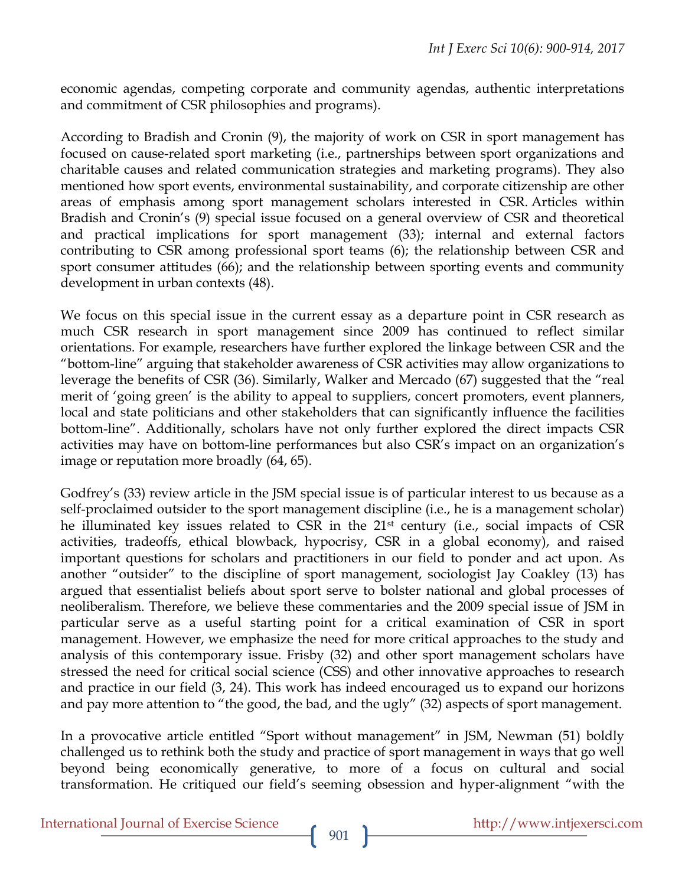economic agendas, competing corporate and community agendas, authentic interpretations and commitment of CSR philosophies and programs).

According to Bradish and Cronin (9), the majority of work on CSR in sport management has focused on cause-related sport marketing (i.e., partnerships between sport organizations and charitable causes and related communication strategies and marketing programs). They also mentioned how sport events, environmental sustainability, and corporate citizenship are other areas of emphasis among sport management scholars interested in CSR. Articles within Bradish and Cronin's (9) special issue focused on a general overview of CSR and theoretical and practical implications for sport management (33); internal and external factors contributing to CSR among professional sport teams (6); the relationship between CSR and sport consumer attitudes (66); and the relationship between sporting events and community development in urban contexts (48).

We focus on this special issue in the current essay as a departure point in CSR research as much CSR research in sport management since 2009 has continued to reflect similar orientations. For example, researchers have further explored the linkage between CSR and the "bottom-line" arguing that stakeholder awareness of CSR activities may allow organizations to leverage the benefits of CSR (36). Similarly, Walker and Mercado (67) suggested that the "real merit of 'going green' is the ability to appeal to suppliers, concert promoters, event planners, local and state politicians and other stakeholders that can significantly influence the facilities bottom-line". Additionally, scholars have not only further explored the direct impacts CSR activities may have on bottom-line performances but also CSR's impact on an organization's image or reputation more broadly (64, 65).

Godfrey's (33) review article in the JSM special issue is of particular interest to us because as a self-proclaimed outsider to the sport management discipline (i.e., he is a management scholar) he illuminated key issues related to CSR in the 21st century (i.e., social impacts of CSR activities, tradeoffs, ethical blowback, hypocrisy, CSR in a global economy), and raised important questions for scholars and practitioners in our field to ponder and act upon. As another "outsider" to the discipline of sport management, sociologist Jay Coakley (13) has argued that essentialist beliefs about sport serve to bolster national and global processes of neoliberalism. Therefore, we believe these commentaries and the 2009 special issue of JSM in particular serve as a useful starting point for a critical examination of CSR in sport management. However, we emphasize the need for more critical approaches to the study and analysis of this contemporary issue. Frisby (32) and other sport management scholars have stressed the need for critical social science (CSS) and other innovative approaches to research and practice in our field (3, 24). This work has indeed encouraged us to expand our horizons and pay more attention to "the good, the bad, and the ugly" (32) aspects of sport management.

In a provocative article entitled "Sport without management" in JSM, Newman (51) boldly challenged us to rethink both the study and practice of sport management in ways that go well beyond being economically generative, to more of a focus on cultural and social transformation. He critiqued our field's seeming obsession and hyper-alignment "with the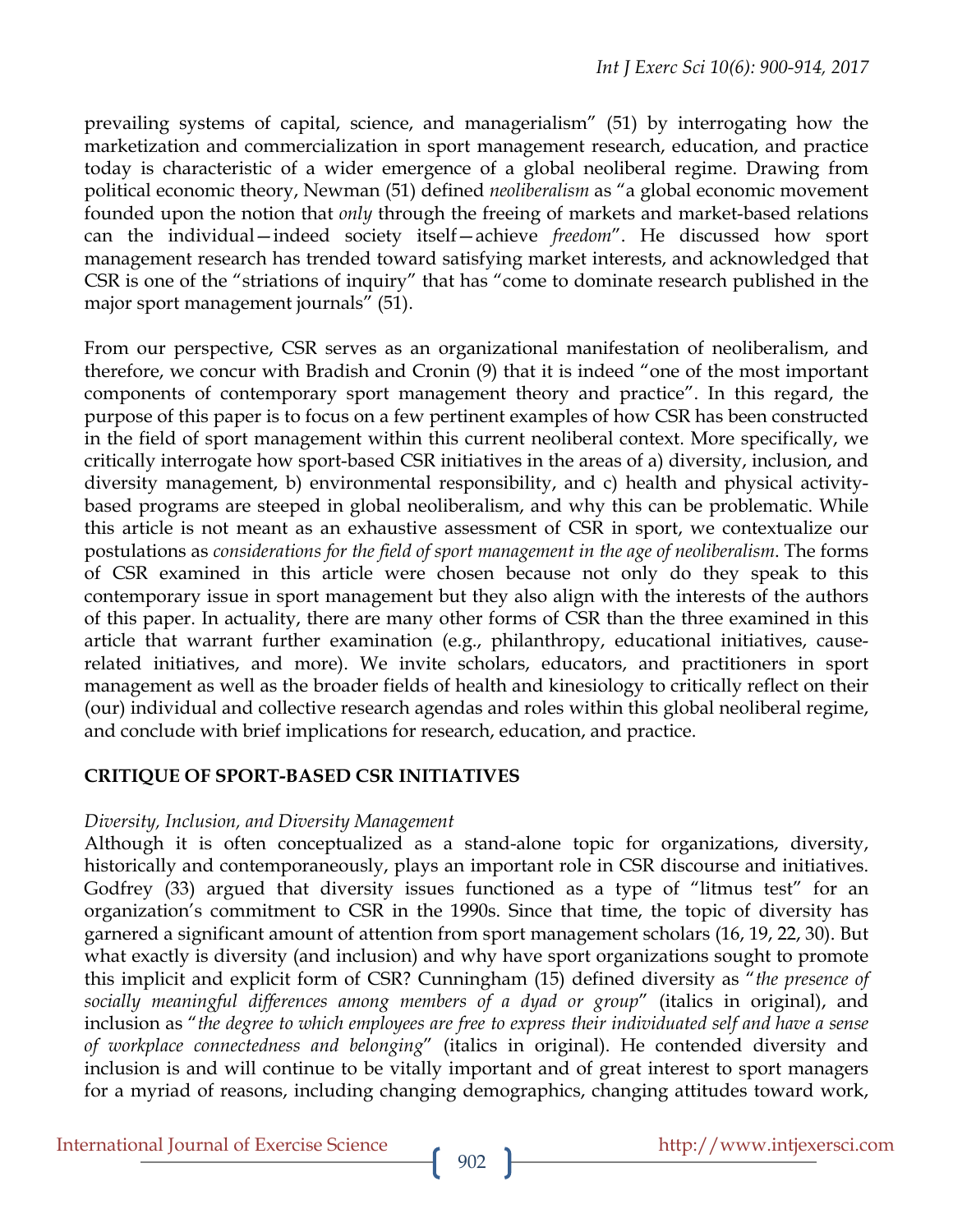prevailing systems of capital, science, and managerialism" (51) by interrogating how the marketization and commercialization in sport management research, education, and practice today is characteristic of a wider emergence of a global neoliberal regime. Drawing from political economic theory, Newman (51) defined *neoliberalism* as "a global economic movement founded upon the notion that *only* through the freeing of markets and market-based relations can the individual—indeed society itself—achieve *freedom*". He discussed how sport management research has trended toward satisfying market interests, and acknowledged that CSR is one of the "striations of inquiry" that has "come to dominate research published in the major sport management journals" (51).

From our perspective, CSR serves as an organizational manifestation of neoliberalism, and therefore, we concur with Bradish and Cronin (9) that it is indeed "one of the most important components of contemporary sport management theory and practice". In this regard, the purpose of this paper is to focus on a few pertinent examples of how CSR has been constructed in the field of sport management within this current neoliberal context. More specifically, we critically interrogate how sport-based CSR initiatives in the areas of a) diversity, inclusion, and diversity management, b) environmental responsibility, and c) health and physical activity-based programs are steeped in global neoliberalism, and why this can be problematic. While this article is not meant as an exhaustive assessment of CSR in sport, we contextualize our postulations as *considerations for the field of sport management in the age of neoliberalism*. The forms of CSR examined in this article were chosen because not only do they speak to this contemporary issue in sport management but they also align with the interests of the authors of this paper. In actuality, there are many other forms of CSR than the three examined in this article that warrant further examination (e.g., philanthropy, educational initiatives, cause-related initiatives, and more). We invite scholars, educators, and practitioners in sport management as well as the broader fields of health and kinesiology to critically reflect on their (our) individual and collective research agendas and roles within this global neoliberal regime, and conclude with brief implications for research, education, and practice.

## CRITIQUE OF SPORT-BASED CSR INITIATIVES

### *Diversity, Inclusion, and Diversity Management*

Although it is often conceptualized as a stand-alone topic for organizations, diversity, historically and contemporaneously, plays an important role in CSR discourse and initiatives. Godfrey (33) argued that diversity issues functioned as a type of "litmus test" for an organization's commitment to CSR in the 1990s. Since that time, the topic of diversity has garnered a significant amount of attention from sport management scholars (16, 19, 22, 30). But what exactly is diversity (and inclusion) and why have sport organizations sought to promote this implicit and explicit form of CSR? Cunningham (15) defined diversity as "*the presence of socially meaningful differences among members of a dyad or group*" (italics in original), and inclusion as "*the degree to which employees are free to express their individuated self and have a sense of workplace connectedness and belonging*" (italics in original). He contended diversity and inclusion is and will continue to be vitally important and of great interest to sport managers for a myriad of reasons, including changing demographics, changing attitudes toward work,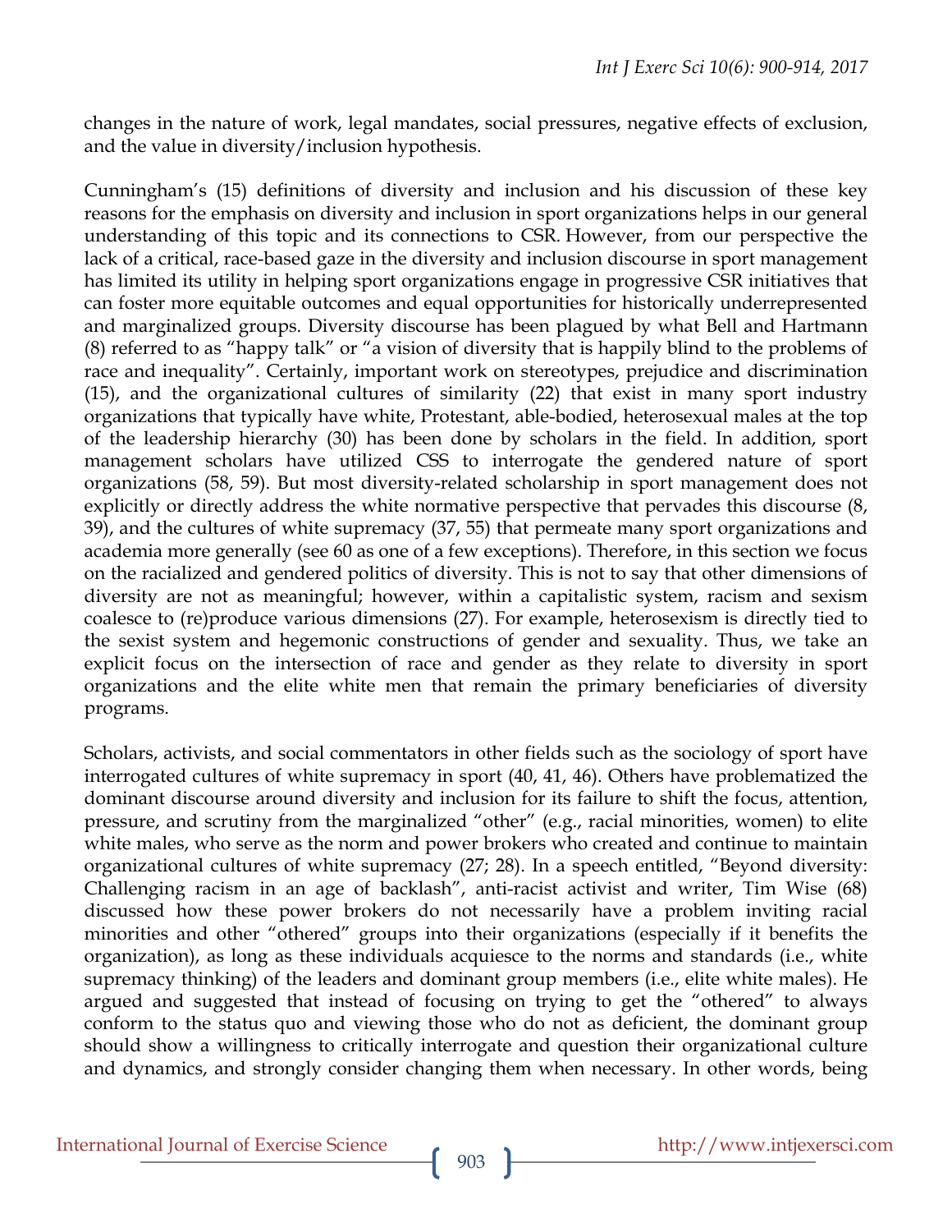changes in the nature of work, legal mandates, social pressures, negative effects of exclusion, and the value in diversity/inclusion hypothesis.

Cunningham's (15) definitions of diversity and inclusion and his discussion of these key reasons for the emphasis on diversity and inclusion in sport organizations helps in our general understanding of this topic and its connections to CSR. However, from our perspective the lack of a critical, race-based gaze in the diversity and inclusion discourse in sport management has limited its utility in helping sport organizations engage in progressive CSR initiatives that can foster more equitable outcomes and equal opportunities for historically underrepresented and marginalized groups. Diversity discourse has been plagued by what Bell and Hartmann (8) referred to as "happy talk" or "a vision of diversity that is happily blind to the problems of race and inequality". Certainly, important work on stereotypes, prejudice and discrimination (15), and the organizational cultures of similarity (22) that exist in many sport industry organizations that typically have white, Protestant, able-bodied, heterosexual males at the top of the leadership hierarchy (30) has been done by scholars in the field. In addition, sport management scholars have utilized CSS to interrogate the gendered nature of sport organizations (58, 59). But most diversity-related scholarship in sport management does not explicitly or directly address the white normative perspective that pervades this discourse (8, 39), and the cultures of white supremacy (37, 55) that permeate many sport organizations and academia more generally (see 60 as one of a few exceptions). Therefore, in this section we focus on the racialized and gendered politics of diversity. This is not to say that other dimensions of diversity are not as meaningful; however, within a capitalistic system, racism and sexism coalesce to (re)produce various dimensions (27). For example, heterosexism is directly tied to the sexist system and hegemonic constructions of gender and sexuality. Thus, we take an explicit focus on the intersection of race and gender as they relate to diversity in sport organizations and the elite white men that remain the primary beneficiaries of diversity programs.

Scholars, activists, and social commentators in other fields such as the sociology of sport have interrogated cultures of white supremacy in sport (40, 41, 46). Others have problematized the dominant discourse around diversity and inclusion for its failure to shift the focus, attention, pressure, and scrutiny from the marginalized "other" (e.g., racial minorities, women) to elite white males, who serve as the norm and power brokers who created and continue to maintain organizational cultures of white supremacy (27; 28). In a speech entitled, "Beyond diversity: Challenging racism in an age of backlash", anti-racist activist and writer, Tim Wise (68) discussed how these power brokers do not necessarily have a problem inviting racial minorities and other "othered" groups into their organizations (especially if it benefits the organization), as long as these individuals acquiesce to the norms and standards (i.e., white supremacy thinking) of the leaders and dominant group members (i.e., elite white males). He argued and suggested that instead of focusing on trying to get the "othered" to always conform to the status quo and viewing those who do not as deficient, the dominant group should show a willingness to critically interrogate and question their organizational culture and dynamics, and strongly consider changing them when necessary. In other words, being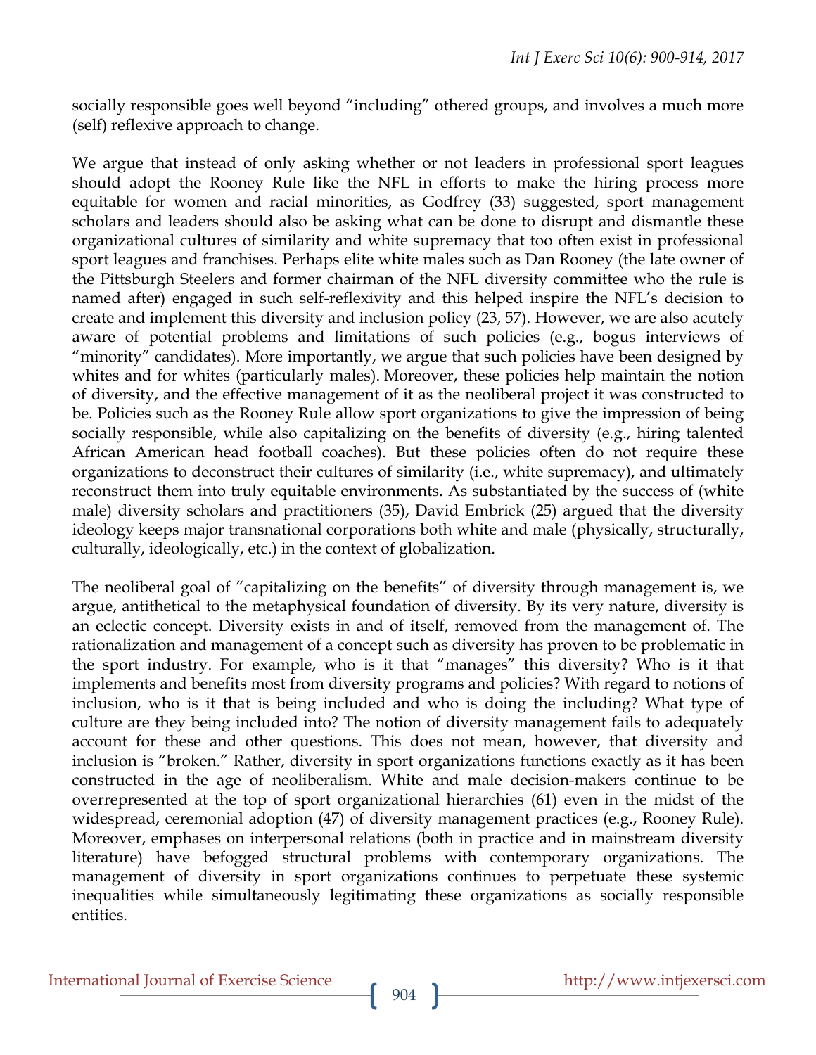socially responsible goes well beyond "including" othered groups, and involves a much more (self) reflexive approach to change.

We argue that instead of only asking whether or not leaders in professional sport leagues should adopt the Rooney Rule like the NFL in efforts to make the hiring process more equitable for women and racial minorities, as Godfrey (33) suggested, sport management scholars and leaders should also be asking what can be done to disrupt and dismantle these organizational cultures of similarity and white supremacy that too often exist in professional sport leagues and franchises. Perhaps elite white males such as Dan Rooney (the late owner of the Pittsburgh Steelers and former chairman of the NFL diversity committee who the rule is named after) engaged in such self-reflexivity and this helped inspire the NFL's decision to create and implement this diversity and inclusion policy (23, 57). However, we are also acutely aware of potential problems and limitations of such policies (e.g., bogus interviews of "minority" candidates). More importantly, we argue that such policies have been designed by whites and for whites (particularly males). Moreover, these policies help maintain the notion of diversity, and the effective management of it as the neoliberal project it was constructed to be. Policies such as the Rooney Rule allow sport organizations to give the impression of being socially responsible, while also capitalizing on the benefits of diversity (e.g., hiring talented African American head football coaches). But these policies often do not require these organizations to deconstruct their cultures of similarity (i.e., white supremacy), and ultimately reconstruct them into truly equitable environments. As substantiated by the success of (white male) diversity scholars and practitioners (35), David Embrick (25) argued that the diversity ideology keeps major transnational corporations both white and male (physically, structurally, culturally, ideologically, etc.) in the context of globalization.

The neoliberal goal of "capitalizing on the benefits" of diversity through management is, we argue, antithetical to the metaphysical foundation of diversity. By its very nature, diversity is an eclectic concept. Diversity exists in and of itself, removed from the management of. The rationalization and management of a concept such as diversity has proven to be problematic in the sport industry. For example, who is it that "manages" this diversity? Who is it that implements and benefits most from diversity programs and policies? With regard to notions of inclusion, who is it that is being included and who is doing the including? What type of culture are they being included into? The notion of diversity management fails to adequately account for these and other questions. This does not mean, however, that diversity and inclusion is "broken." Rather, diversity in sport organizations functions exactly as it has been constructed in the age of neoliberalism. White and male decision-makers continue to be overrepresented at the top of sport organizational hierarchies (61) even in the midst of the widespread, ceremonial adoption (47) of diversity management practices (e.g., Rooney Rule). Moreover, emphases on interpersonal relations (both in practice and in mainstream diversity literature) have befogged structural problems with contemporary organizations. The management of diversity in sport organizations continues to perpetuate these systemic inequalities while simultaneously legitimating these organizations as socially responsible entities.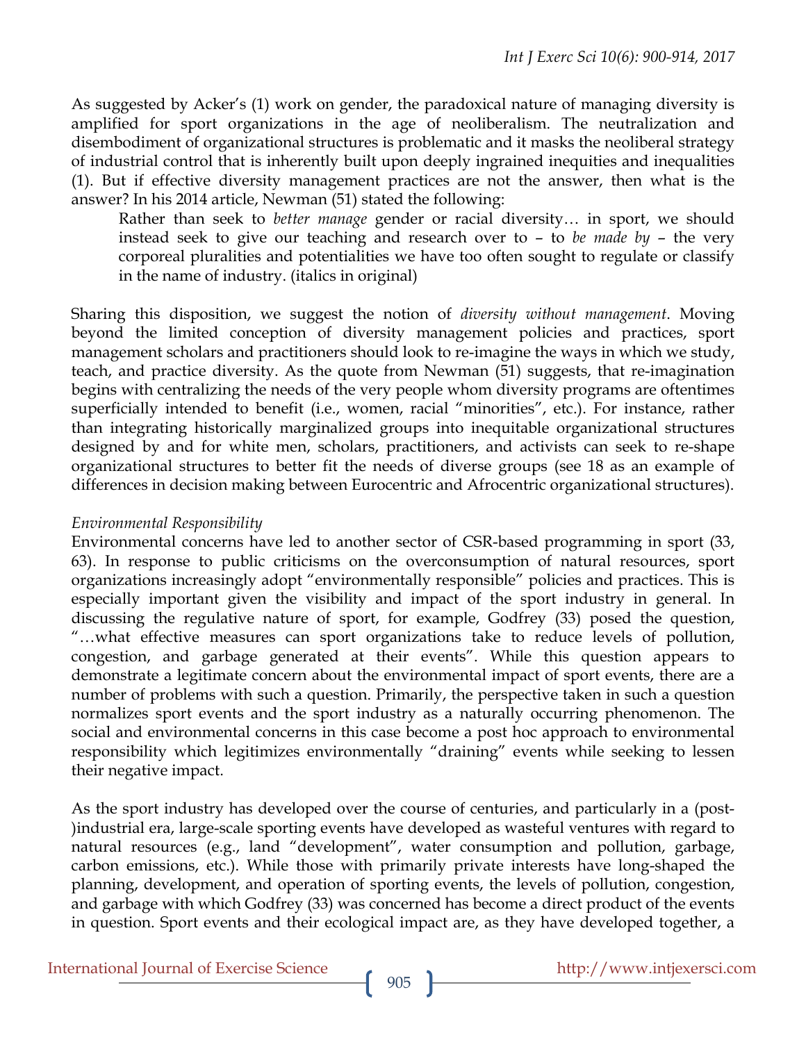As suggested by Acker's (1) work on gender, the paradoxical nature of managing diversity is amplified for sport organizations in the age of neoliberalism. The neutralization and disembodiment of organizational structures is problematic and it masks the neoliberal strategy of industrial control that is inherently built upon deeply ingrained inequities and inequalities (1). But if effective diversity management practices are not the answer, then what is the answer? In his 2014 article, Newman (51) stated the following:

> Rather than seek to *better manage* gender or racial diversity… in sport, we should instead seek to give our teaching and research over to – to *be made by* – the very corporeal pluralities and potentialities we have too often sought to regulate or classify in the name of industry. (italics in original)

Sharing this disposition, we suggest the notion of *diversity without management*. Moving beyond the limited conception of diversity management policies and practices, sport management scholars and practitioners should look to re-imagine the ways in which we study, teach, and practice diversity. As the quote from Newman (51) suggests, that re-imagination begins with centralizing the needs of the very people whom diversity programs are oftentimes superficially intended to benefit (i.e., women, racial "minorities", etc.). For instance, rather than integrating historically marginalized groups into inequitable organizational structures designed by and for white men, scholars, practitioners, and activists can seek to re-shape organizational structures to better fit the needs of diverse groups (see 18 as an example of differences in decision making between Eurocentric and Afrocentric organizational structures).

*Environmental Responsibility*

Environmental concerns have led to another sector of CSR-based programming in sport (33, 63). In response to public criticisms on the overconsumption of natural resources, sport organizations increasingly adopt "environmentally responsible" policies and practices. This is especially important given the visibility and impact of the sport industry in general. In discussing the regulative nature of sport, for example, Godfrey (33) posed the question, "…what effective measures can sport organizations take to reduce levels of pollution, congestion, and garbage generated at their events". While this question appears to demonstrate a legitimate concern about the environmental impact of sport events, there are a number of problems with such a question. Primarily, the perspective taken in such a question normalizes sport events and the sport industry as a naturally occurring phenomenon. The social and environmental concerns in this case become a post hoc approach to environmental responsibility which legitimizes environmentally "draining" events while seeking to lessen their negative impact.

As the sport industry has developed over the course of centuries, and particularly in a (post-)industrial era, large-scale sporting events have developed as wasteful ventures with regard to natural resources (e.g., land "development", water consumption and pollution, garbage, carbon emissions, etc.). While those with primarily private interests have long-shaped the planning, development, and operation of sporting events, the levels of pollution, congestion, and garbage with which Godfrey (33) was concerned has become a direct product of the events in question. Sport events and their ecological impact are, as they have developed together, a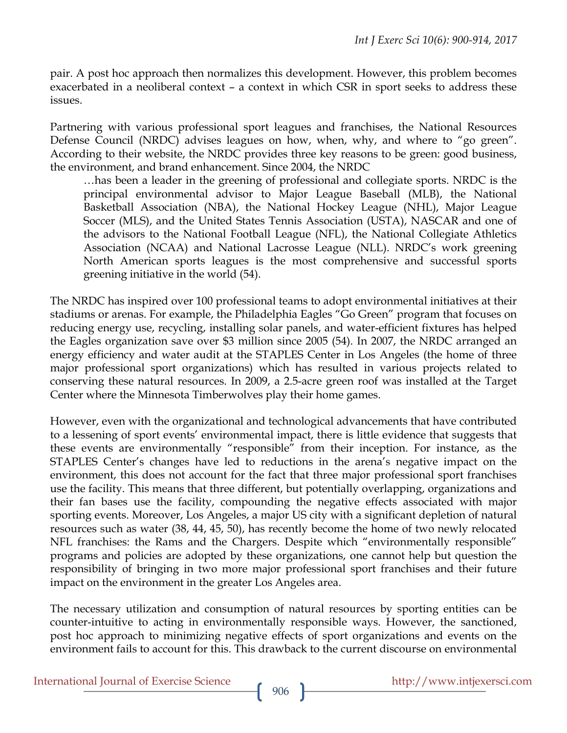pair. A post hoc approach then normalizes this development. However, this problem becomes exacerbated in a neoliberal context – a context in which CSR in sport seeks to address these issues.

Partnering with various professional sport leagues and franchises, the National Resources Defense Council (NRDC) advises leagues on how, when, why, and where to "go green". According to their website, the NRDC provides three key reasons to be green: good business, the environment, and brand enhancement. Since 2004, the NRDC

> …has been a leader in the greening of professional and collegiate sports. NRDC is the principal environmental advisor to Major League Baseball (MLB), the National Basketball Association (NBA), the National Hockey League (NHL), Major League Soccer (MLS), and the United States Tennis Association (USTA), NASCAR and one of the advisors to the National Football League (NFL), the National Collegiate Athletics Association (NCAA) and National Lacrosse League (NLL). NRDC's work greening North American sports leagues is the most comprehensive and successful sports greening initiative in the world (54).

The NRDC has inspired over 100 professional teams to adopt environmental initiatives at their stadiums or arenas. For example, the Philadelphia Eagles "Go Green" program that focuses on reducing energy use, recycling, installing solar panels, and water-efficient fixtures has helped the Eagles organization save over $3 million since 2005 (54). In 2007, the NRDC arranged an energy efficiency and water audit at the STAPLES Center in Los Angeles (the home of three major professional sport organizations) which has resulted in various projects related to conserving these natural resources. In 2009, a 2.5-acre green roof was installed at the Target Center where the Minnesota Timberwolves play their home games.

However, even with the organizational and technological advancements that have contributed to a lessening of sport events' environmental impact, there is little evidence that suggests that these events are environmentally "responsible" from their inception. For instance, as the STAPLES Center's changes have led to reductions in the arena's negative impact on the environment, this does not account for the fact that three major professional sport franchises use the facility. This means that three different, but potentially overlapping, organizations and their fan bases use the facility, compounding the negative effects associated with major sporting events. Moreover, Los Angeles, a major US city with a significant depletion of natural resources such as water (38, 44, 45, 50), has recently become the home of two newly relocated NFL franchises: the Rams and the Chargers. Despite which "environmentally responsible" programs and policies are adopted by these organizations, one cannot help but question the responsibility of bringing in two more major professional sport franchises and their future impact on the environment in the greater Los Angeles area.

The necessary utilization and consumption of natural resources by sporting entities can be counter-intuitive to acting in environmentally responsible ways. However, the sanctioned, post hoc approach to minimizing negative effects of sport organizations and events on the environment fails to account for this. This drawback to the current discourse on environmental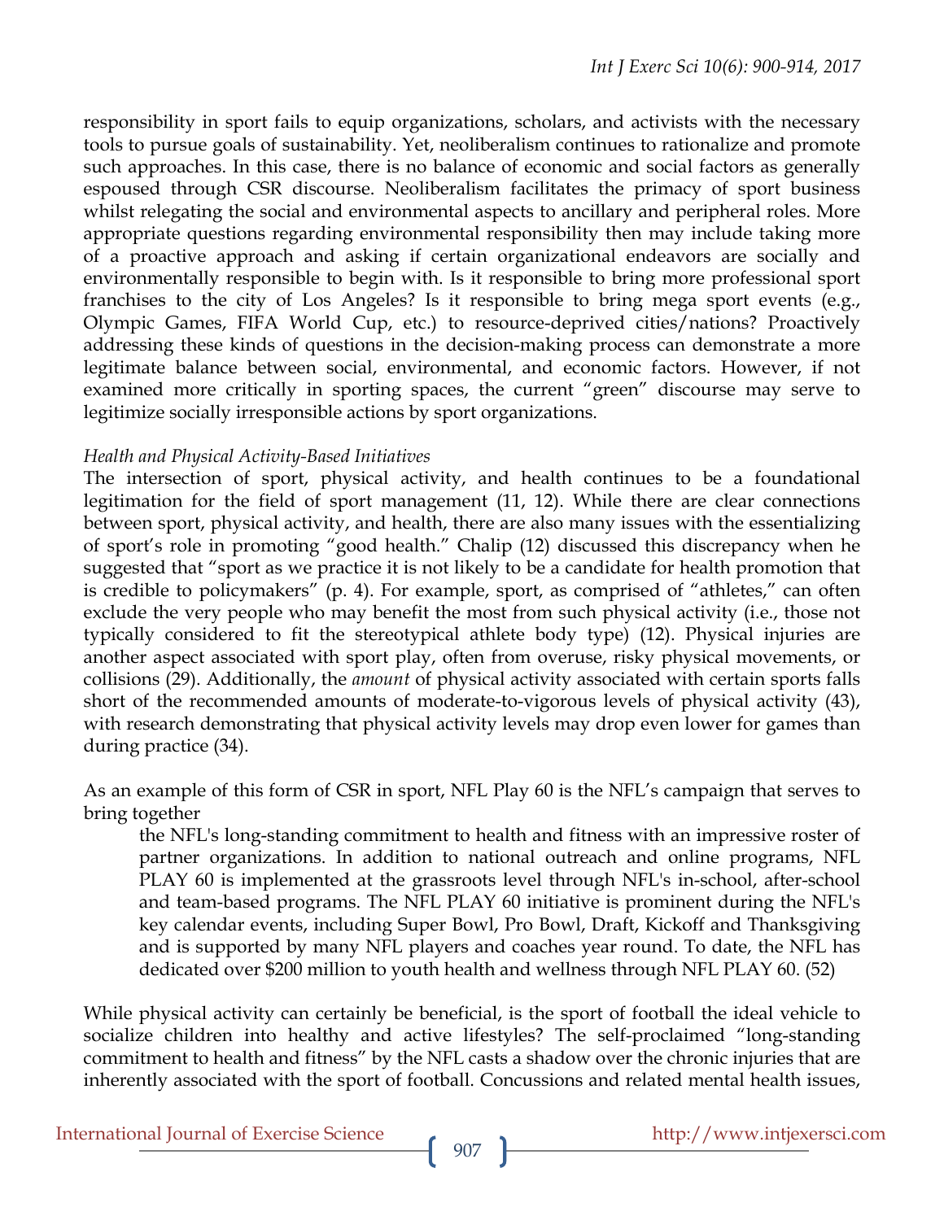responsibility in sport fails to equip organizations, scholars, and activists with the necessary tools to pursue goals of sustainability. Yet, neoliberalism continues to rationalize and promote such approaches. In this case, there is no balance of economic and social factors as generally espoused through CSR discourse. Neoliberalism facilitates the primacy of sport business whilst relegating the social and environmental aspects to ancillary and peripheral roles. More appropriate questions regarding environmental responsibility then may include taking more of a proactive approach and asking if certain organizational endeavors are socially and environmentally responsible to begin with. Is it responsible to bring more professional sport franchises to the city of Los Angeles? Is it responsible to bring mega sport events (e.g., Olympic Games, FIFA World Cup, etc.) to resource-deprived cities/nations? Proactively addressing these kinds of questions in the decision-making process can demonstrate a more legitimate balance between social, environmental, and economic factors. However, if not examined more critically in sporting spaces, the current "green" discourse may serve to legitimize socially irresponsible actions by sport organizations.

*Health and Physical Activity-Based Initiatives*

The intersection of sport, physical activity, and health continues to be a foundational legitimation for the field of sport management (11, 12). While there are clear connections between sport, physical activity, and health, there are also many issues with the essentializing of sport's role in promoting "good health." Chalip (12) discussed this discrepancy when he suggested that "sport as we practice it is not likely to be a candidate for health promotion that is credible to policymakers" (p. 4). For example, sport, as comprised of "athletes," can often exclude the very people who may benefit the most from such physical activity (i.e., those not typically considered to fit the stereotypical athlete body type) (12). Physical injuries are another aspect associated with sport play, often from overuse, risky physical movements, or collisions (29). Additionally, the *amount* of physical activity associated with certain sports falls short of the recommended amounts of moderate-to-vigorous levels of physical activity (43), with research demonstrating that physical activity levels may drop even lower for games than during practice (34).

As an example of this form of CSR in sport, NFL Play 60 is the NFL's campaign that serves to bring together

> the NFL's long-standing commitment to health and fitness with an impressive roster of partner organizations. In addition to national outreach and online programs, NFL PLAY 60 is implemented at the grassroots level through NFL's in-school, after-school and team-based programs. The NFL PLAY 60 initiative is prominent during the NFL's key calendar events, including Super Bowl, Pro Bowl, Draft, Kickoff and Thanksgiving and is supported by many NFL players and coaches year round. To date, the NFL has dedicated over $200 million to youth health and wellness through NFL PLAY 60. (52)

While physical activity can certainly be beneficial, is the sport of football the ideal vehicle to socialize children into healthy and active lifestyles? The self-proclaimed "long-standing commitment to health and fitness" by the NFL casts a shadow over the chronic injuries that are inherently associated with the sport of football. Concussions and related mental health issues,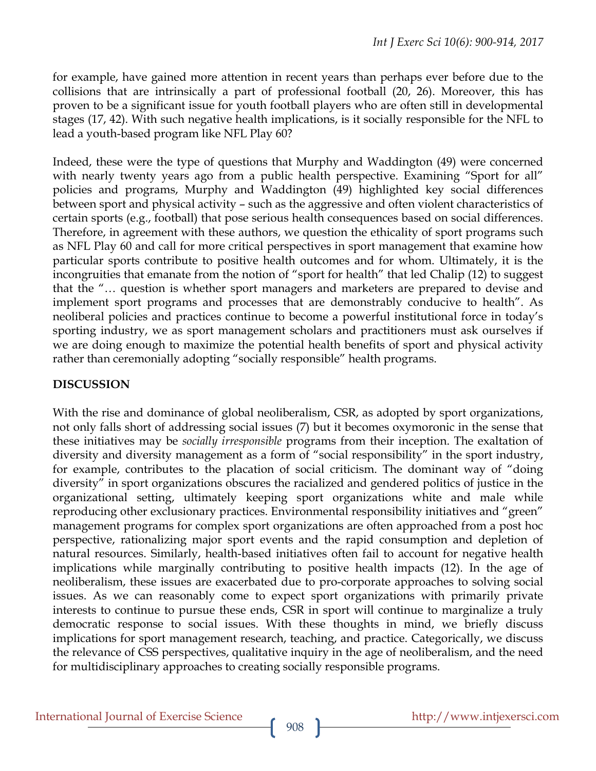for example, have gained more attention in recent years than perhaps ever before due to the collisions that are intrinsically a part of professional football (20, 26). Moreover, this has proven to be a significant issue for youth football players who are often still in developmental stages (17, 42). With such negative health implications, is it socially responsible for the NFL to lead a youth-based program like NFL Play 60?

Indeed, these were the type of questions that Murphy and Waddington (49) were concerned with nearly twenty years ago from a public health perspective. Examining "Sport for all" policies and programs, Murphy and Waddington (49) highlighted key social differences between sport and physical activity – such as the aggressive and often violent characteristics of certain sports (e.g., football) that pose serious health consequences based on social differences. Therefore, in agreement with these authors, we question the ethicality of sport programs such as NFL Play 60 and call for more critical perspectives in sport management that examine how particular sports contribute to positive health outcomes and for whom. Ultimately, it is the incongruities that emanate from the notion of "sport for health" that led Chalip (12) to suggest that the "… question is whether sport managers and marketers are prepared to devise and implement sport programs and processes that are demonstrably conducive to health". As neoliberal policies and practices continue to become a powerful institutional force in today's sporting industry, we as sport management scholars and practitioners must ask ourselves if we are doing enough to maximize the potential health benefits of sport and physical activity rather than ceremonially adopting "socially responsible" health programs.

## DISCUSSION

With the rise and dominance of global neoliberalism, CSR, as adopted by sport organizations, not only falls short of addressing social issues (7) but it becomes oxymoronic in the sense that these initiatives may be *socially irresponsible* programs from their inception. The exaltation of diversity and diversity management as a form of "social responsibility" in the sport industry, for example, contributes to the placation of social criticism. The dominant way of "doing diversity" in sport organizations obscures the racialized and gendered politics of justice in the organizational setting, ultimately keeping sport organizations white and male while reproducing other exclusionary practices. Environmental responsibility initiatives and "green" management programs for complex sport organizations are often approached from a post hoc perspective, rationalizing major sport events and the rapid consumption and depletion of natural resources. Similarly, health-based initiatives often fail to account for negative health implications while marginally contributing to positive health impacts (12). In the age of neoliberalism, these issues are exacerbated due to pro-corporate approaches to solving social issues. As we can reasonably come to expect sport organizations with primarily private interests to continue to pursue these ends, CSR in sport will continue to marginalize a truly democratic response to social issues. With these thoughts in mind, we briefly discuss implications for sport management research, teaching, and practice. Categorically, we discuss the relevance of CSS perspectives, qualitative inquiry in the age of neoliberalism, and the need for multidisciplinary approaches to creating socially responsible programs.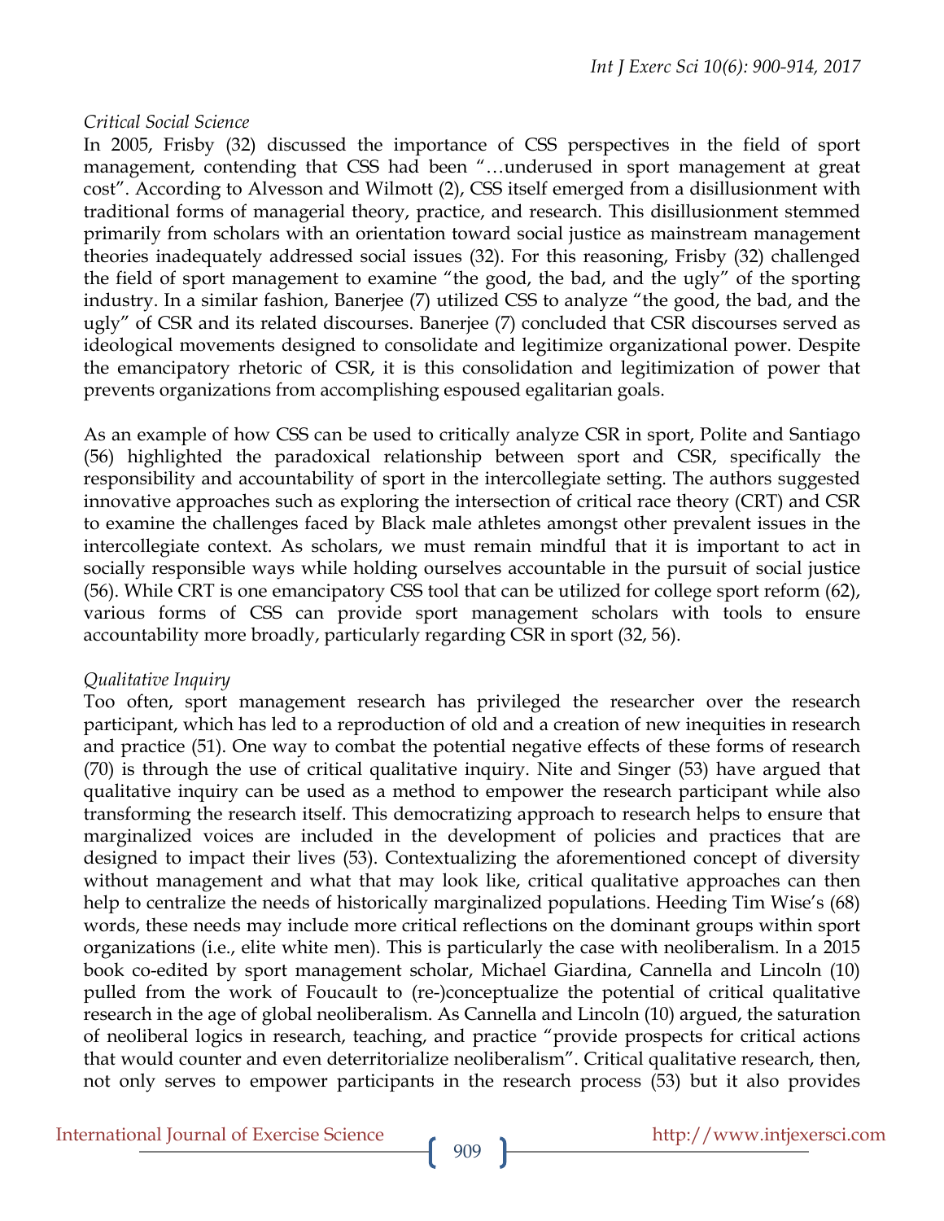*Critical Social Science*

In 2005, Frisby (32) discussed the importance of CSS perspectives in the field of sport management, contending that CSS had been "…underused in sport management at great cost". According to Alvesson and Wilmott (2), CSS itself emerged from a disillusionment with traditional forms of managerial theory, practice, and research. This disillusionment stemmed primarily from scholars with an orientation toward social justice as mainstream management theories inadequately addressed social issues (32). For this reasoning, Frisby (32) challenged the field of sport management to examine "the good, the bad, and the ugly" of the sporting industry. In a similar fashion, Banerjee (7) utilized CSS to analyze "the good, the bad, and the ugly" of CSR and its related discourses. Banerjee (7) concluded that CSR discourses served as ideological movements designed to consolidate and legitimize organizational power. Despite the emancipatory rhetoric of CSR, it is this consolidation and legitimization of power that prevents organizations from accomplishing espoused egalitarian goals.

As an example of how CSS can be used to critically analyze CSR in sport, Polite and Santiago (56) highlighted the paradoxical relationship between sport and CSR, specifically the responsibility and accountability of sport in the intercollegiate setting. The authors suggested innovative approaches such as exploring the intersection of critical race theory (CRT) and CSR to examine the challenges faced by Black male athletes amongst other prevalent issues in the intercollegiate context. As scholars, we must remain mindful that it is important to act in socially responsible ways while holding ourselves accountable in the pursuit of social justice (56). While CRT is one emancipatory CSS tool that can be utilized for college sport reform (62), various forms of CSS can provide sport management scholars with tools to ensure accountability more broadly, particularly regarding CSR in sport (32, 56).

*Qualitative Inquiry*

Too often, sport management research has privileged the researcher over the research participant, which has led to a reproduction of old and a creation of new inequities in research and practice (51). One way to combat the potential negative effects of these forms of research (70) is through the use of critical qualitative inquiry. Nite and Singer (53) have argued that qualitative inquiry can be used as a method to empower the research participant while also transforming the research itself. This democratizing approach to research helps to ensure that marginalized voices are included in the development of policies and practices that are designed to impact their lives (53). Contextualizing the aforementioned concept of diversity without management and what that may look like, critical qualitative approaches can then help to centralize the needs of historically marginalized populations. Heeding Tim Wise's (68) words, these needs may include more critical reflections on the dominant groups within sport organizations (i.e., elite white men). This is particularly the case with neoliberalism. In a 2015 book co-edited by sport management scholar, Michael Giardina, Cannella and Lincoln (10) pulled from the work of Foucault to (re-)conceptualize the potential of critical qualitative research in the age of global neoliberalism. As Cannella and Lincoln (10) argued, the saturation of neoliberal logics in research, teaching, and practice "provide prospects for critical actions that would counter and even deterritorialize neoliberalism". Critical qualitative research, then, not only serves to empower participants in the research process (53) but it also provides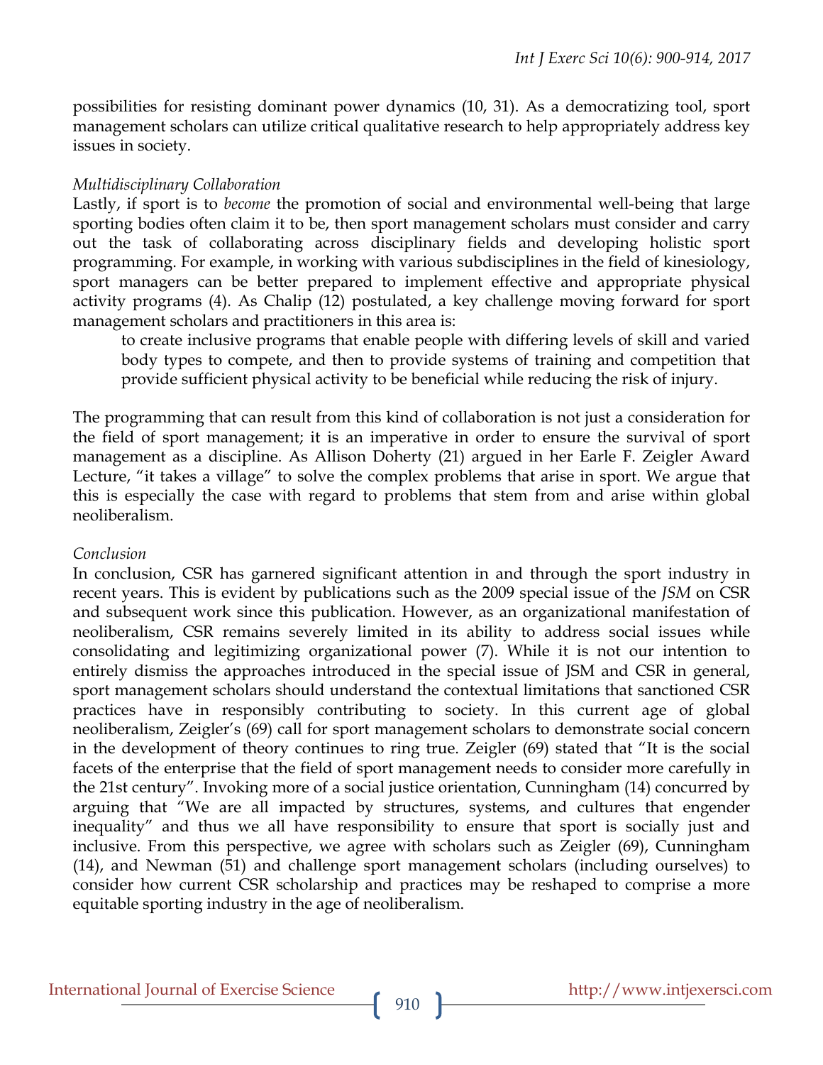possibilities for resisting dominant power dynamics (10, 31). As a democratizing tool, sport management scholars can utilize critical qualitative research to help appropriately address key issues in society.

*Multidisciplinary Collaboration*

Lastly, if sport is to *become* the promotion of social and environmental well-being that large sporting bodies often claim it to be, then sport management scholars must consider and carry out the task of collaborating across disciplinary fields and developing holistic sport programming. For example, in working with various subdisciplines in the field of kinesiology, sport managers can be better prepared to implement effective and appropriate physical activity programs (4). As Chalip (12) postulated, a key challenge moving forward for sport management scholars and practitioners in this area is:

> to create inclusive programs that enable people with differing levels of skill and varied body types to compete, and then to provide systems of training and competition that provide sufficient physical activity to be beneficial while reducing the risk of injury.

The programming that can result from this kind of collaboration is not just a consideration for the field of sport management; it is an imperative in order to ensure the survival of sport management as a discipline. As Allison Doherty (21) argued in her Earle F. Zeigler Award Lecture, "it takes a village" to solve the complex problems that arise in sport. We argue that this is especially the case with regard to problems that stem from and arise within global neoliberalism.

*Conclusion*

In conclusion, CSR has garnered significant attention in and through the sport industry in recent years. This is evident by publications such as the 2009 special issue of the *JSM* on CSR and subsequent work since this publication. However, as an organizational manifestation of neoliberalism, CSR remains severely limited in its ability to address social issues while consolidating and legitimizing organizational power (7). While it is not our intention to entirely dismiss the approaches introduced in the special issue of JSM and CSR in general, sport management scholars should understand the contextual limitations that sanctioned CSR practices have in responsibly contributing to society. In this current age of global neoliberalism, Zeigler's (69) call for sport management scholars to demonstrate social concern in the development of theory continues to ring true. Zeigler (69) stated that "It is the social facets of the enterprise that the field of sport management needs to consider more carefully in the 21st century". Invoking more of a social justice orientation, Cunningham (14) concurred by arguing that "We are all impacted by structures, systems, and cultures that engender inequality" and thus we all have responsibility to ensure that sport is socially just and inclusive. From this perspective, we agree with scholars such as Zeigler (69), Cunningham (14), and Newman (51) and challenge sport management scholars (including ourselves) to consider how current CSR scholarship and practices may be reshaped to comprise a more equitable sporting industry in the age of neoliberalism.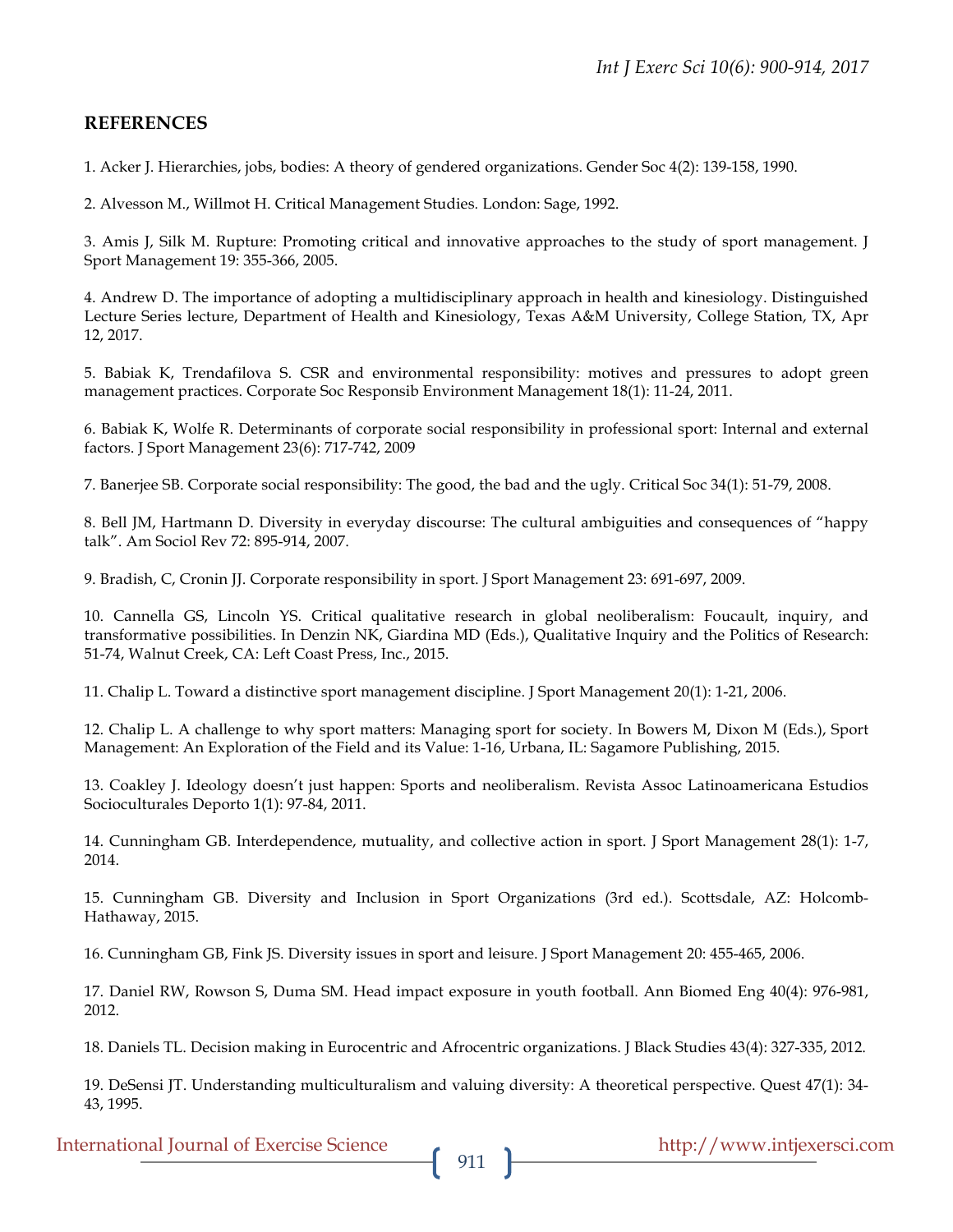## REFERENCES

1. Acker J. Hierarchies, jobs, bodies: A theory of gendered organizations. Gender Soc 4(2): 139-158, 1990.

2. Alvesson M., Willmot H. Critical Management Studies. London: Sage, 1992.

3. Amis J, Silk M. Rupture: Promoting critical and innovative approaches to the study of sport management. J Sport Management 19: 355-366, 2005.

4. Andrew D. The importance of adopting a multidisciplinary approach in health and kinesiology. Distinguished Lecture Series lecture, Department of Health and Kinesiology, Texas A&M University, College Station, TX, Apr 12, 2017.

5. Babiak K, Trendafilova S. CSR and environmental responsibility: motives and pressures to adopt green management practices. Corporate Soc Responsib Environment Management 18(1): 11-24, 2011.

6. Babiak K, Wolfe R. Determinants of corporate social responsibility in professional sport: Internal and external factors. J Sport Management 23(6): 717-742, 2009

7. Banerjee SB. Corporate social responsibility: The good, the bad and the ugly. Critical Soc 34(1): 51-79, 2008.

8. Bell JM, Hartmann D. Diversity in everyday discourse: The cultural ambiguities and consequences of "happy talk". Am Sociol Rev 72: 895-914, 2007.

9. Bradish, C, Cronin JJ. Corporate responsibility in sport. J Sport Management 23: 691-697, 2009.

10. Cannella GS, Lincoln YS. Critical qualitative research in global neoliberalism: Foucault, inquiry, and transformative possibilities. In Denzin NK, Giardina MD (Eds.), Qualitative Inquiry and the Politics of Research: 51-74, Walnut Creek, CA: Left Coast Press, Inc., 2015.

11. Chalip L. Toward a distinctive sport management discipline. J Sport Management 20(1): 1-21, 2006.

12. Chalip L. A challenge to why sport matters: Managing sport for society. In Bowers M, Dixon M (Eds.), Sport Management: An Exploration of the Field and its Value: 1-16, Urbana, IL: Sagamore Publishing, 2015.

13. Coakley J. Ideology doesn't just happen: Sports and neoliberalism. Revista Assoc Latinoamericana Estudios Socioculturales Deporto 1(1): 97-84, 2011.

14. Cunningham GB. Interdependence, mutuality, and collective action in sport. J Sport Management 28(1): 1-7, 2014.

15. Cunningham GB. Diversity and Inclusion in Sport Organizations (3rd ed.). Scottsdale, AZ: Holcomb-Hathaway, 2015.

16. Cunningham GB, Fink JS. Diversity issues in sport and leisure. J Sport Management 20: 455-465, 2006.

17. Daniel RW, Rowson S, Duma SM. Head impact exposure in youth football. Ann Biomed Eng 40(4): 976-981, 2012.

18. Daniels TL. Decision making in Eurocentric and Afrocentric organizations. J Black Studies 43(4): 327-335, 2012.

19. DeSensi JT. Understanding multiculturalism and valuing diversity: A theoretical perspective. Quest 47(1): 34-43, 1995.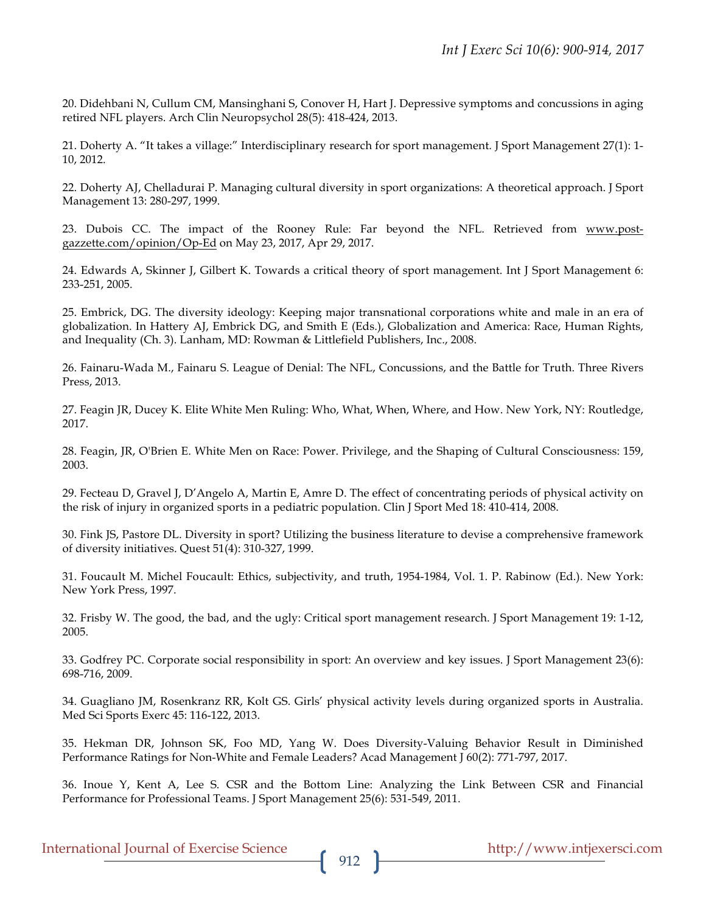20. Didehbani N, Cullum CM, Mansinghani S, Conover H, Hart J. Depressive symptoms and concussions in aging retired NFL players. Arch Clin Neuropsychol 28(5): 418-424, 2013.

21. Doherty A. "It takes a village:" Interdisciplinary research for sport management. J Sport Management 27(1): 1-10, 2012.

22. Doherty AJ, Chelladurai P. Managing cultural diversity in sport organizations: A theoretical approach. J Sport Management 13: 280-297, 1999.

23. Dubois CC. The impact of the Rooney Rule: Far beyond the NFL. Retrieved from www.post-gazzette.com/opinion/Op-Ed on May 23, 2017, Apr 29, 2017.

24. Edwards A, Skinner J, Gilbert K. Towards a critical theory of sport management. Int J Sport Management 6: 233-251, 2005.

25. Embrick, DG. The diversity ideology: Keeping major transnational corporations white and male in an era of globalization. In Hattery AJ, Embrick DG, and Smith E (Eds.), Globalization and America: Race, Human Rights, and Inequality (Ch. 3). Lanham, MD: Rowman & Littlefield Publishers, Inc., 2008.

26. Fainaru-Wada M., Fainaru S. League of Denial: The NFL, Concussions, and the Battle for Truth. Three Rivers Press, 2013.

27. Feagin JR, Ducey K. Elite White Men Ruling: Who, What, When, Where, and How. New York, NY: Routledge, 2017.

28. Feagin, JR, O'Brien E. White Men on Race: Power. Privilege, and the Shaping of Cultural Consciousness: 159, 2003.

29. Fecteau D, Gravel J, D'Angelo A, Martin E, Amre D. The effect of concentrating periods of physical activity on the risk of injury in organized sports in a pediatric population. Clin J Sport Med 18: 410-414, 2008.

30. Fink JS, Pastore DL. Diversity in sport? Utilizing the business literature to devise a comprehensive framework of diversity initiatives. Quest 51(4): 310-327, 1999.

31. Foucault M. Michel Foucault: Ethics, subjectivity, and truth, 1954-1984, Vol. 1. P. Rabinow (Ed.). New York: New York Press, 1997.

32. Frisby W. The good, the bad, and the ugly: Critical sport management research. J Sport Management 19: 1-12, 2005.

33. Godfrey PC. Corporate social responsibility in sport: An overview and key issues. J Sport Management 23(6): 698-716, 2009.

34. Guagliano JM, Rosenkranz RR, Kolt GS. Girls' physical activity levels during organized sports in Australia. Med Sci Sports Exerc 45: 116-122, 2013.

35. Hekman DR, Johnson SK, Foo MD, Yang W. Does Diversity-Valuing Behavior Result in Diminished Performance Ratings for Non-White and Female Leaders? Acad Management J 60(2): 771-797, 2017.

36. Inoue Y, Kent A, Lee S. CSR and the Bottom Line: Analyzing the Link Between CSR and Financial Performance for Professional Teams. J Sport Management 25(6): 531-549, 2011.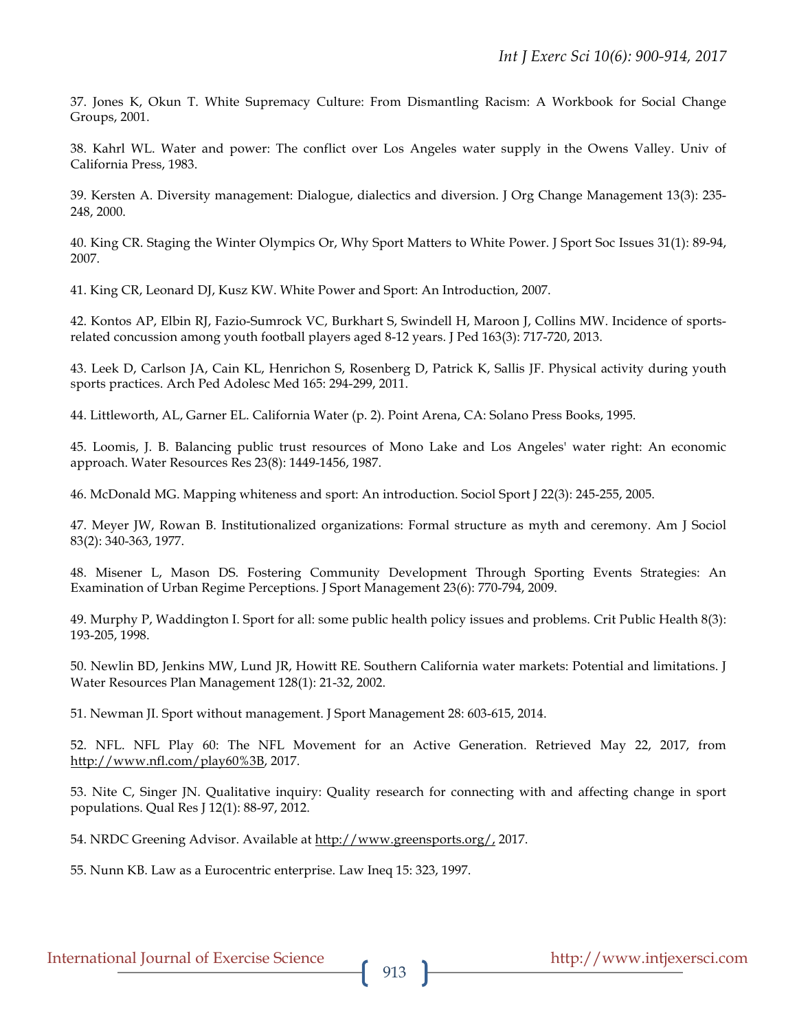37. Jones K, Okun T. White Supremacy Culture: From Dismantling Racism: A Workbook for Social Change Groups, 2001.

38. Kahrl WL. Water and power: The conflict over Los Angeles water supply in the Owens Valley. Univ of California Press, 1983.

39. Kersten A. Diversity management: Dialogue, dialectics and diversion. J Org Change Management 13(3): 235-248, 2000.

40. King CR. Staging the Winter Olympics Or, Why Sport Matters to White Power. J Sport Soc Issues 31(1): 89-94, 2007.

41. King CR, Leonard DJ, Kusz KW. White Power and Sport: An Introduction, 2007.

42. Kontos AP, Elbin RJ, Fazio-Sumrock VC, Burkhart S, Swindell H, Maroon J, Collins MW. Incidence of sports-related concussion among youth football players aged 8-12 years. J Ped 163(3): 717-720, 2013.

43. Leek D, Carlson JA, Cain KL, Henrichon S, Rosenberg D, Patrick K, Sallis JF. Physical activity during youth sports practices. Arch Ped Adolesc Med 165: 294-299, 2011.

44. Littleworth, AL, Garner EL. California Water (p. 2). Point Arena, CA: Solano Press Books, 1995.

45. Loomis, J. B. Balancing public trust resources of Mono Lake and Los Angeles' water right: An economic approach. Water Resources Res 23(8): 1449-1456, 1987.

46. McDonald MG. Mapping whiteness and sport: An introduction. Sociol Sport J 22(3): 245-255, 2005.

47. Meyer JW, Rowan B. Institutionalized organizations: Formal structure as myth and ceremony. Am J Sociol 83(2): 340-363, 1977.

48. Misener L, Mason DS. Fostering Community Development Through Sporting Events Strategies: An Examination of Urban Regime Perceptions. J Sport Management 23(6): 770-794, 2009.

49. Murphy P, Waddington I. Sport for all: some public health policy issues and problems. Crit Public Health 8(3): 193-205, 1998.

50. Newlin BD, Jenkins MW, Lund JR, Howitt RE. Southern California water markets: Potential and limitations. J Water Resources Plan Management 128(1): 21-32, 2002.

51. Newman JI. Sport without management. J Sport Management 28: 603-615, 2014.

52. NFL. NFL Play 60: The NFL Movement for an Active Generation. Retrieved May 22, 2017, from http://www.nfl.com/play60%3B, 2017.

53. Nite C, Singer JN. Qualitative inquiry: Quality research for connecting with and affecting change in sport populations. Qual Res J 12(1): 88-97, 2012.

54. NRDC Greening Advisor. Available at http://www.greensports.org/, 2017.

55. Nunn KB. Law as a Eurocentric enterprise. Law Ineq 15: 323, 1997.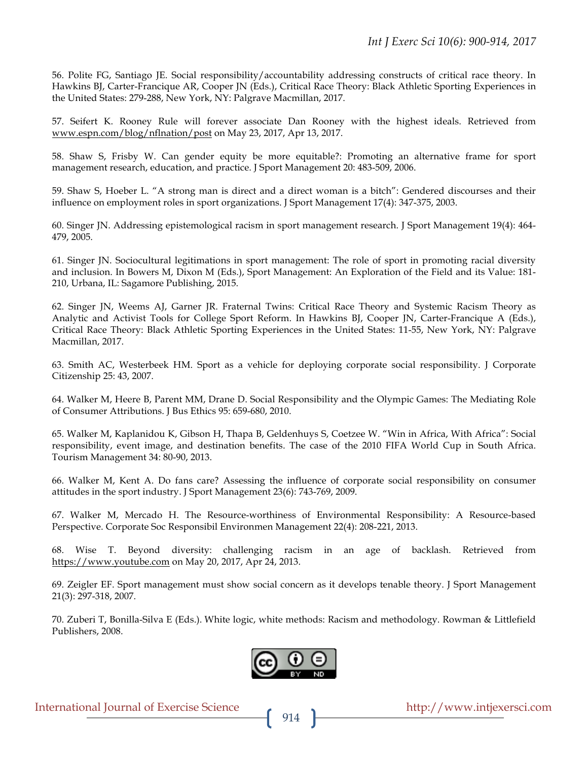56. Polite FG, Santiago JE. Social responsibility/accountability addressing constructs of critical race theory. In Hawkins BJ, Carter-Francique AR, Cooper JN (Eds.), Critical Race Theory: Black Athletic Sporting Experiences in the United States: 279-288, New York, NY: Palgrave Macmillan, 2017.

57. Seifert K. Rooney Rule will forever associate Dan Rooney with the highest ideals. Retrieved from www.espn.com/blog/nflnation/post on May 23, 2017, Apr 13, 2017.

58. Shaw S, Frisby W. Can gender equity be more equitable?: Promoting an alternative frame for sport management research, education, and practice. J Sport Management 20: 483-509, 2006.

59. Shaw S, Hoeber L. "A strong man is direct and a direct woman is a bitch": Gendered discourses and their influence on employment roles in sport organizations. J Sport Management 17(4): 347-375, 2003.

60. Singer JN. Addressing epistemological racism in sport management research. J Sport Management 19(4): 464-479, 2005.

61. Singer JN. Sociocultural legitimations in sport management: The role of sport in promoting racial diversity and inclusion. In Bowers M, Dixon M (Eds.), Sport Management: An Exploration of the Field and its Value: 181-210, Urbana, IL: Sagamore Publishing, 2015.

62. Singer JN, Weems AJ, Garner JR. Fraternal Twins: Critical Race Theory and Systemic Racism Theory as Analytic and Activist Tools for College Sport Reform. In Hawkins BJ, Cooper JN, Carter-Francique A (Eds.), Critical Race Theory: Black Athletic Sporting Experiences in the United States: 11-55, New York, NY: Palgrave Macmillan, 2017.

63. Smith AC, Westerbeek HM. Sport as a vehicle for deploying corporate social responsibility. J Corporate Citizenship 25: 43, 2007.

64. Walker M, Heere B, Parent MM, Drane D. Social Responsibility and the Olympic Games: The Mediating Role of Consumer Attributions. J Bus Ethics 95: 659-680, 2010.

65. Walker M, Kaplanidou K, Gibson H, Thapa B, Geldenhuys S, Coetzee W. "Win in Africa, With Africa": Social responsibility, event image, and destination benefits. The case of the 2010 FIFA World Cup in South Africa. Tourism Management 34: 80-90, 2013.

66. Walker M, Kent A. Do fans care? Assessing the influence of corporate social responsibility on consumer attitudes in the sport industry. J Sport Management 23(6): 743-769, 2009.

67. Walker M, Mercado H. The Resource-worthiness of Environmental Responsibility: A Resource-based Perspective. Corporate Soc Responsibil Environmen Management 22(4): 208-221, 2013.

68. Wise T. Beyond diversity: challenging racism in an age of backlash. Retrieved from https://www.youtube.com on May 20, 2017, Apr 24, 2013.

69. Zeigler EF. Sport management must show social concern as it develops tenable theory. J Sport Management 21(3): 297-318, 2007.

70. Zuberi T, Bonilla-Silva E (Eds.). White logic, white methods: Racism and methodology. Rowman & Littlefield Publishers, 2008.